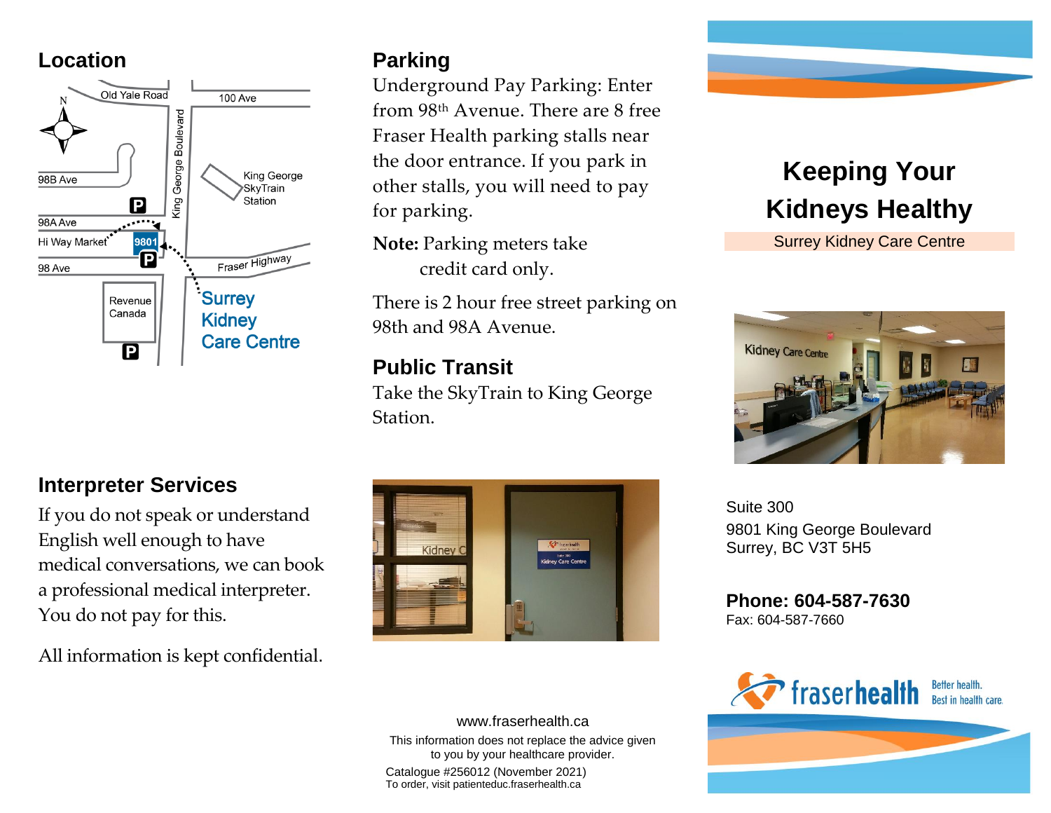## Location

Old Yale Road
100 Ave
98B Ave
King George Boulevard
King George SkyTrain Station
98A Ave
Hi Way Market
9801
98 Ave
Fraser Highway
Revenue Canada
Surrey Kidney Care Centre

## Parking

Underground Pay Parking: Enter from 98th Avenue. There are 8 free Fraser Health parking stalls near the door entrance. If you park in other stalls, you will need to pay for parking.

**Note:** Parking meters take credit card only.

There is 2 hour free street parking on 98th and 98A Avenue.

## Public Transit

Take the SkyTrain to King George Station.

## Interpreter Services

If you do not speak or understand English well enough to have medical conversations, we can book a professional medical interpreter. You do not pay for this.

All information is kept confidential.

www.fraserhealth.ca

This information does not replace the advice given to you by your healthcare provider.

Catalogue #256012 (November 2021)
To order, visit patienteduc.fraserhealth.ca

# Keeping Your Kidneys Healthy

Surrey Kidney Care Centre

Suite 300
9801 King George Boulevard
Surrey, BC V3T 5H5

**Phone: 604-587-7630**
Fax: 604-587-7660

fraserhealth — Better health. Best in health care.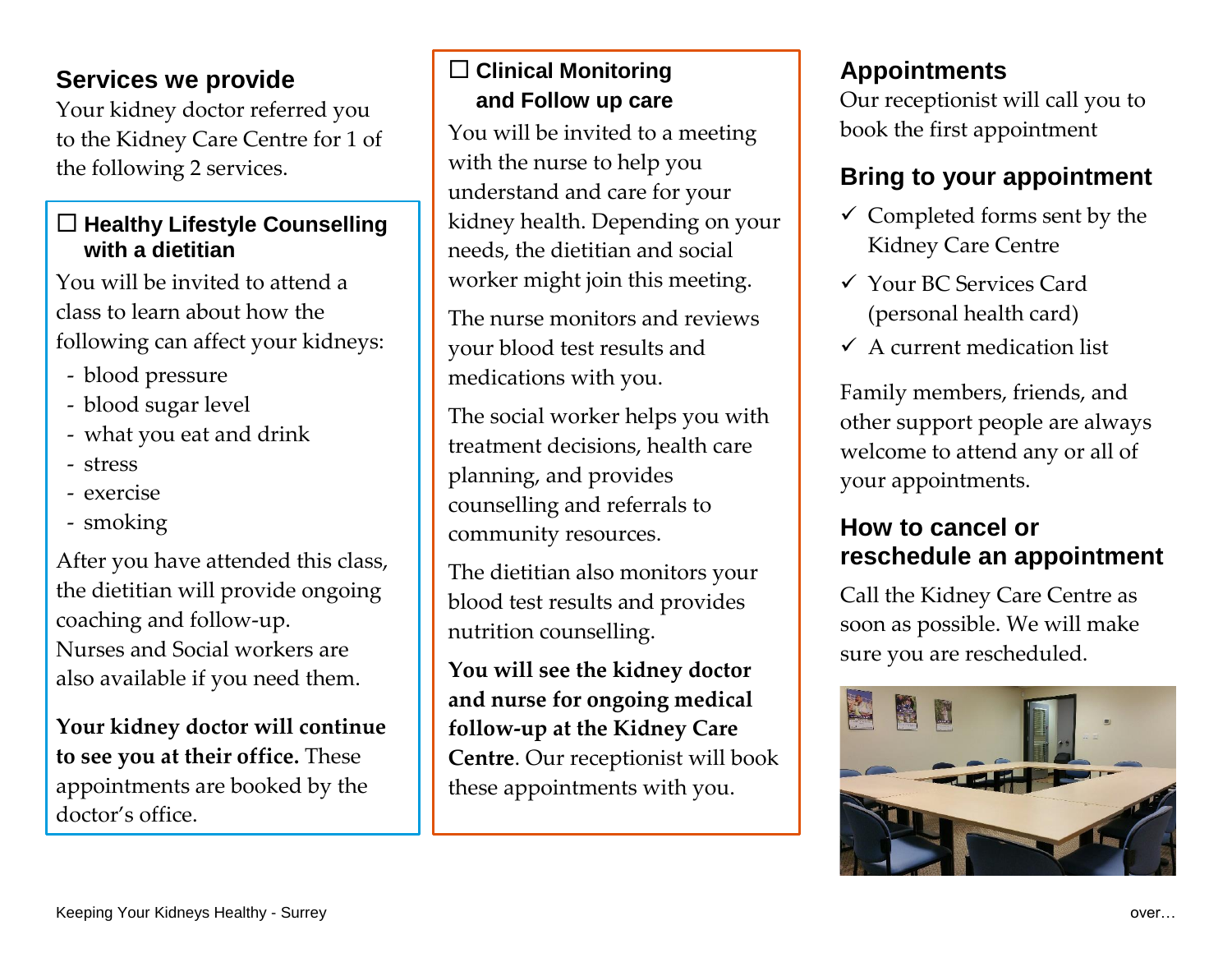## Services we provide

Your kidney doctor referred you to the Kidney Care Centre for 1 of the following 2 services.

### ☐ Healthy Lifestyle Counselling with a dietitian

You will be invited to attend a class to learn about how the following can affect your kidneys:

- blood pressure
- blood sugar level
- what you eat and drink
- stress
- exercise
- smoking

After you have attended this class, the dietitian will provide ongoing coaching and follow-up. Nurses and Social workers are also available if you need them.

**Your kidney doctor will continue to see you at their office.** These appointments are booked by the doctor's office.

### ☐ Clinical Monitoring and Follow up care

You will be invited to a meeting with the nurse to help you understand and care for your kidney health. Depending on your needs, the dietitian and social worker might join this meeting.

The nurse monitors and reviews your blood test results and medications with you.

The social worker helps you with treatment decisions, health care planning, and provides counselling and referrals to community resources.

The dietitian also monitors your blood test results and provides nutrition counselling.

**You will see the kidney doctor and nurse for ongoing medical follow-up at the Kidney Care Centre**. Our receptionist will book these appointments with you.

## Appointments

Our receptionist will call you to book the first appointment

### Bring to your appointment

- ✓ Completed forms sent by the Kidney Care Centre
- ✓ Your BC Services Card (personal health card)
- ✓ A current medication list

Family members, friends, and other support people are always welcome to attend any or all of your appointments.

### How to cancel or reschedule an appointment

Call the Kidney Care Centre as soon as possible. We will make sure you are rescheduled.

Keeping Your Kidneys Healthy - Surrey

over…